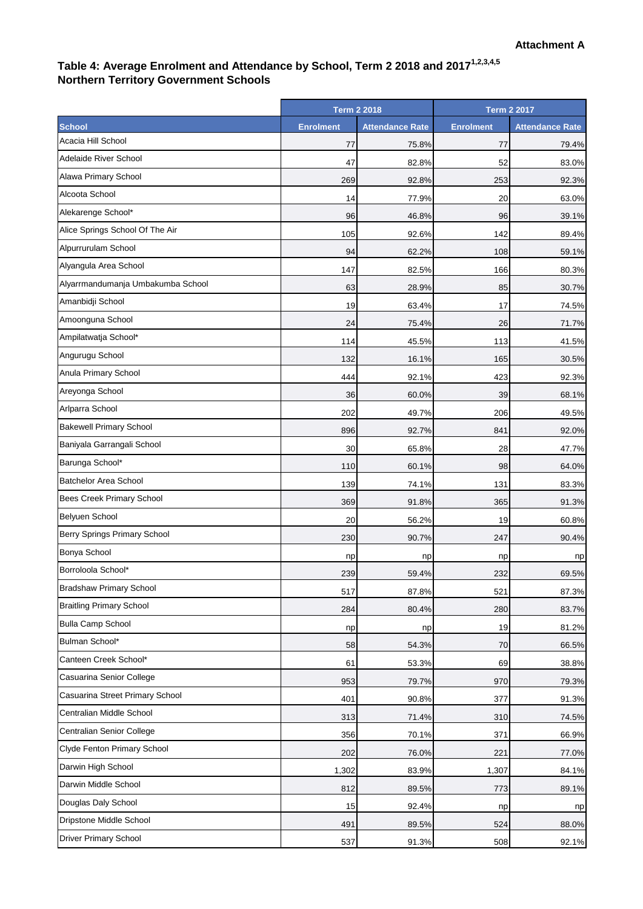**Attachment A**

## Table 4: Average Enrolment and Attendance by School, Term 2 2018 and 2017[1,2,3,4,5]
## Northern Territory Government Schools

| | Term 2 2018 | | Term 2 2017 | |
|---|---|---|---|---|
| **School** | **Enrolment** | **Attendance Rate** | **Enrolment** | **Attendance Rate** |
| Acacia Hill School | 77 | 75.8% | 77 | 79.4% |
| Adelaide River School | 47 | 82.8% | 52 | 83.0% |
| Alawa Primary School | 269 | 92.8% | 253 | 92.3% |
| Alcoota School | 14 | 77.9% | 20 | 63.0% |
| Alekarenge School* | 96 | 46.8% | 96 | 39.1% |
| Alice Springs School Of The Air | 105 | 92.6% | 142 | 89.4% |
| Alpurrurulam School | 94 | 62.2% | 108 | 59.1% |
| Alyangula Area School | 147 | 82.5% | 166 | 80.3% |
| Alyarrmandumanja Umbakumba School | 63 | 28.9% | 85 | 30.7% |
| Amanbidji School | 19 | 63.4% | 17 | 74.5% |
| Amoonguna School | 24 | 75.4% | 26 | 71.7% |
| Ampilatwatja School* | 114 | 45.5% | 113 | 41.5% |
| Angurugu School | 132 | 16.1% | 165 | 30.5% |
| Anula Primary School | 444 | 92.1% | 423 | 92.3% |
| Areyonga School | 36 | 60.0% | 39 | 68.1% |
| Arlparra School | 202 | 49.7% | 206 | 49.5% |
| Bakewell Primary School | 896 | 92.7% | 841 | 92.0% |
| Baniyala Garrangali School | 30 | 65.8% | 28 | 47.7% |
| Barunga School* | 110 | 60.1% | 98 | 64.0% |
| Batchelor Area School | 139 | 74.1% | 131 | 83.3% |
| Bees Creek Primary School | 369 | 91.8% | 365 | 91.3% |
| Belyuen School | 20 | 56.2% | 19 | 60.8% |
| Berry Springs Primary School | 230 | 90.7% | 247 | 90.4% |
| Bonya School | np | np | np | np |
| Borroloola School* | 239 | 59.4% | 232 | 69.5% |
| Bradshaw Primary School | 517 | 87.8% | 521 | 87.3% |
| Braitling Primary School | 284 | 80.4% | 280 | 83.7% |
| Bulla Camp School | np | np | 19 | 81.2% |
| Bulman School* | 58 | 54.3% | 70 | 66.5% |
| Canteen Creek School* | 61 | 53.3% | 69 | 38.8% |
| Casuarina Senior College | 953 | 79.7% | 970 | 79.3% |
| Casuarina Street Primary School | 401 | 90.8% | 377 | 91.3% |
| Centralian Middle School | 313 | 71.4% | 310 | 74.5% |
| Centralian Senior College | 356 | 70.1% | 371 | 66.9% |
| Clyde Fenton Primary School | 202 | 76.0% | 221 | 77.0% |
| Darwin High School | 1,302 | 83.9% | 1,307 | 84.1% |
| Darwin Middle School | 812 | 89.5% | 773 | 89.1% |
| Douglas Daly School | 15 | 92.4% | np | np |
| Dripstone Middle School | 491 | 89.5% | 524 | 88.0% |
| Driver Primary School | 537 | 91.3% | 508 | 92.1% |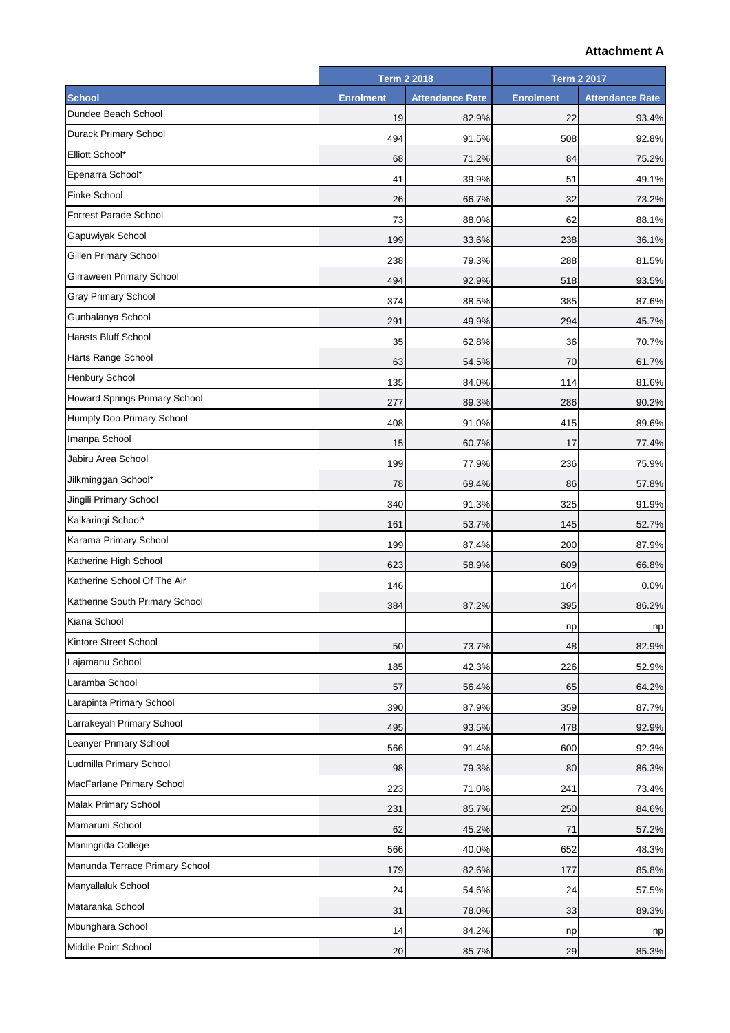**Attachment A**

| School | Term 2 2018 | | Term 2 2017 | |
|---|---|---|---|---|
| | Enrolment | Attendance Rate | Enrolment | Attendance Rate |
| Dundee Beach School | 19 | 82.9% | 22 | 93.4% |
| Durack Primary School | 494 | 91.5% | 508 | 92.8% |
| Elliott School* | 68 | 71.2% | 84 | 75.2% |
| Epenarra School* | 41 | 39.9% | 51 | 49.1% |
| Finke School | 26 | 66.7% | 32 | 73.2% |
| Forrest Parade School | 73 | 88.0% | 62 | 88.1% |
| Gapuwiyak School | 199 | 33.6% | 238 | 36.1% |
| Gillen Primary School | 238 | 79.3% | 288 | 81.5% |
| Girraween Primary School | 494 | 92.9% | 518 | 93.5% |
| Gray Primary School | 374 | 88.5% | 385 | 87.6% |
| Gunbalanya School | 291 | 49.9% | 294 | 45.7% |
| Haasts Bluff School | 35 | 62.8% | 36 | 70.7% |
| Harts Range School | 63 | 54.5% | 70 | 61.7% |
| Henbury School | 135 | 84.0% | 114 | 81.6% |
| Howard Springs Primary School | 277 | 89.3% | 286 | 90.2% |
| Humpty Doo Primary School | 408 | 91.0% | 415 | 89.6% |
| Imanpa School | 15 | 60.7% | 17 | 77.4% |
| Jabiru Area School | 199 | 77.9% | 236 | 75.9% |
| Jilkminggan School* | 78 | 69.4% | 86 | 57.8% |
| Jingili Primary School | 340 | 91.3% | 325 | 91.9% |
| Kalkaringi School* | 161 | 53.7% | 145 | 52.7% |
| Karama Primary School | 199 | 87.4% | 200 | 87.9% |
| Katherine High School | 623 | 58.9% | 609 | 66.8% |
| Katherine School Of The Air | 146 | | 164 | 0.0% |
| Katherine South Primary School | 384 | 87.2% | 395 | 86.2% |
| Kiana School | | | np | np |
| Kintore Street School | 50 | 73.7% | 48 | 82.9% |
| Lajamanu School | 185 | 42.3% | 226 | 52.9% |
| Laramba School | 57 | 56.4% | 65 | 64.2% |
| Larapinta Primary School | 390 | 87.9% | 359 | 87.7% |
| Larrakeyah Primary School | 495 | 93.5% | 478 | 92.9% |
| Leanyer Primary School | 566 | 91.4% | 600 | 92.3% |
| Ludmilla Primary School | 98 | 79.3% | 80 | 86.3% |
| MacFarlane Primary School | 223 | 71.0% | 241 | 73.4% |
| Malak Primary School | 231 | 85.7% | 250 | 84.6% |
| Mamaruni School | 62 | 45.2% | 71 | 57.2% |
| Maningrida College | 566 | 40.0% | 652 | 48.3% |
| Manunda Terrace Primary School | 179 | 82.6% | 177 | 85.8% |
| Manyallaluk School | 24 | 54.6% | 24 | 57.5% |
| Mataranka School | 31 | 78.0% | 33 | 89.3% |
| Mbunghara School | 14 | 84.2% | np | np |
| Middle Point School | 20 | 85.7% | 29 | 85.3% |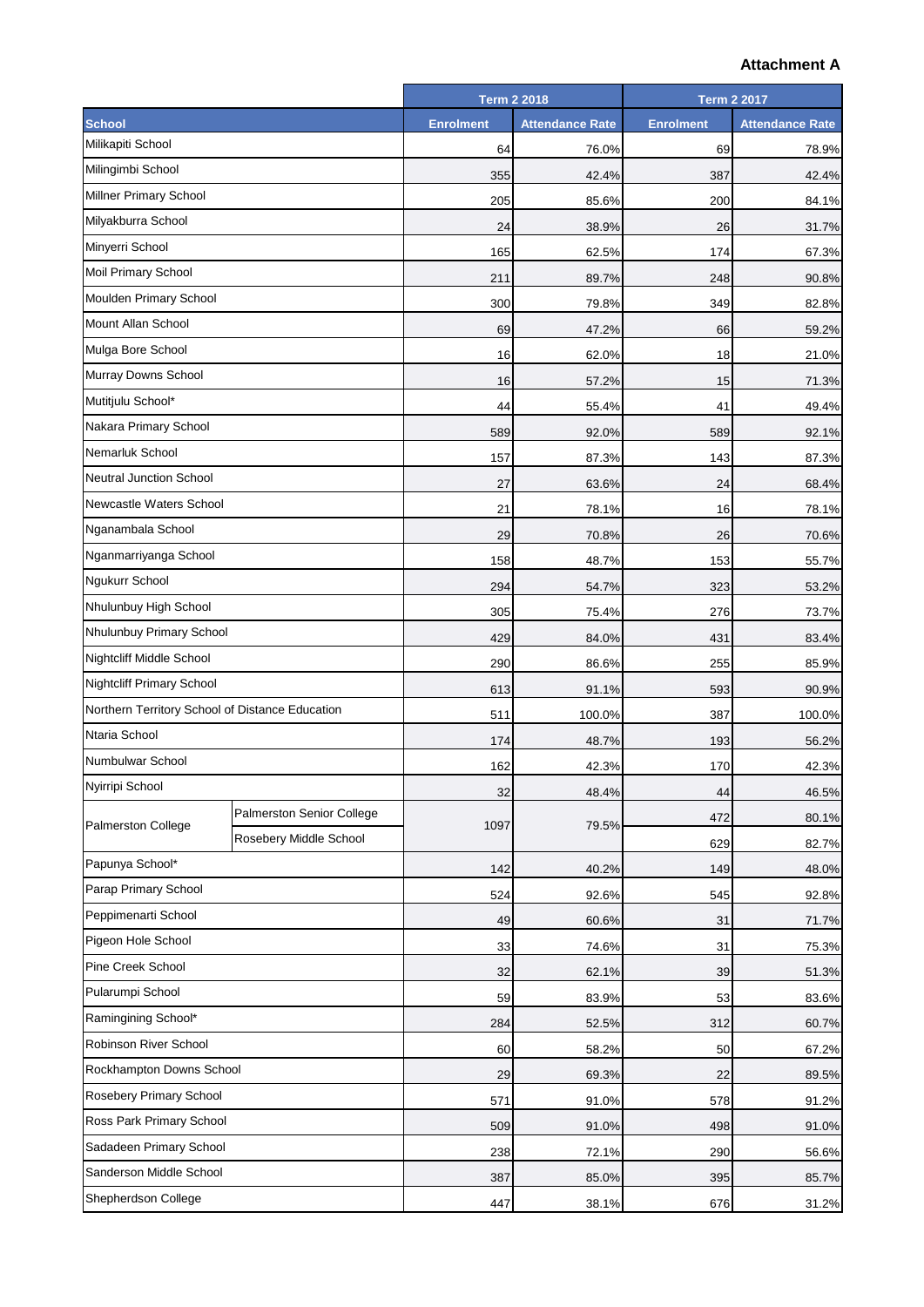**Attachment A**

| School | | Term 2 2018 | | Term 2 2017 | |
|---|---|---|---|---|---|
| | | Enrolment | Attendance Rate | Enrolment | Attendance Rate |
| Milikapiti School | | 64 | 76.0% | 69 | 78.9% |
| Milingimbi School | | 355 | 42.4% | 387 | 42.4% |
| Millner Primary School | | 205 | 85.6% | 200 | 84.1% |
| Milyakburra School | | 24 | 38.9% | 26 | 31.7% |
| Minyerri School | | 165 | 62.5% | 174 | 67.3% |
| Moil Primary School | | 211 | 89.7% | 248 | 90.8% |
| Moulden Primary School | | 300 | 79.8% | 349 | 82.8% |
| Mount Allan School | | 69 | 47.2% | 66 | 59.2% |
| Mulga Bore School | | 16 | 62.0% | 18 | 21.0% |
| Murray Downs School | | 16 | 57.2% | 15 | 71.3% |
| Mutitjulu School* | | 44 | 55.4% | 41 | 49.4% |
| Nakara Primary School | | 589 | 92.0% | 589 | 92.1% |
| Nemarluk School | | 157 | 87.3% | 143 | 87.3% |
| Neutral Junction School | | 27 | 63.6% | 24 | 68.4% |
| Newcastle Waters School | | 21 | 78.1% | 16 | 78.1% |
| Nganambala School | | 29 | 70.8% | 26 | 70.6% |
| Nganmarriyanga School | | 158 | 48.7% | 153 | 55.7% |
| Ngukurr School | | 294 | 54.7% | 323 | 53.2% |
| Nhulunbuy High School | | 305 | 75.4% | 276 | 73.7% |
| Nhulunbuy Primary School | | 429 | 84.0% | 431 | 83.4% |
| Nightcliff Middle School | | 290 | 86.6% | 255 | 85.9% |
| Nightcliff Primary School | | 613 | 91.1% | 593 | 90.9% |
| Northern Territory School of Distance Education | | 511 | 100.0% | 387 | 100.0% |
| Ntaria School | | 174 | 48.7% | 193 | 56.2% |
| Numbulwar School | | 162 | 42.3% | 170 | 42.3% |
| Nyirripi School | | 32 | 48.4% | 44 | 46.5% |
| Palmerston College | Palmerston Senior College | 1097 | 79.5% | 472 | 80.1% |
| | Rosebery Middle School | | | 629 | 82.7% |
| Papunya School* | | 142 | 40.2% | 149 | 48.0% |
| Parap Primary School | | 524 | 92.6% | 545 | 92.8% |
| Peppimenarti School | | 49 | 60.6% | 31 | 71.7% |
| Pigeon Hole School | | 33 | 74.6% | 31 | 75.3% |
| Pine Creek School | | 32 | 62.1% | 39 | 51.3% |
| Pularumpi School | | 59 | 83.9% | 53 | 83.6% |
| Ramingining School* | | 284 | 52.5% | 312 | 60.7% |
| Robinson River School | | 60 | 58.2% | 50 | 67.2% |
| Rockhampton Downs School | | 29 | 69.3% | 22 | 89.5% |
| Rosebery Primary School | | 571 | 91.0% | 578 | 91.2% |
| Ross Park Primary School | | 509 | 91.0% | 498 | 91.0% |
| Sadadeen Primary School | | 238 | 72.1% | 290 | 56.6% |
| Sanderson Middle School | | 387 | 85.0% | 395 | 85.7% |
| Shepherdson College | | 447 | 38.1% | 676 | 31.2% |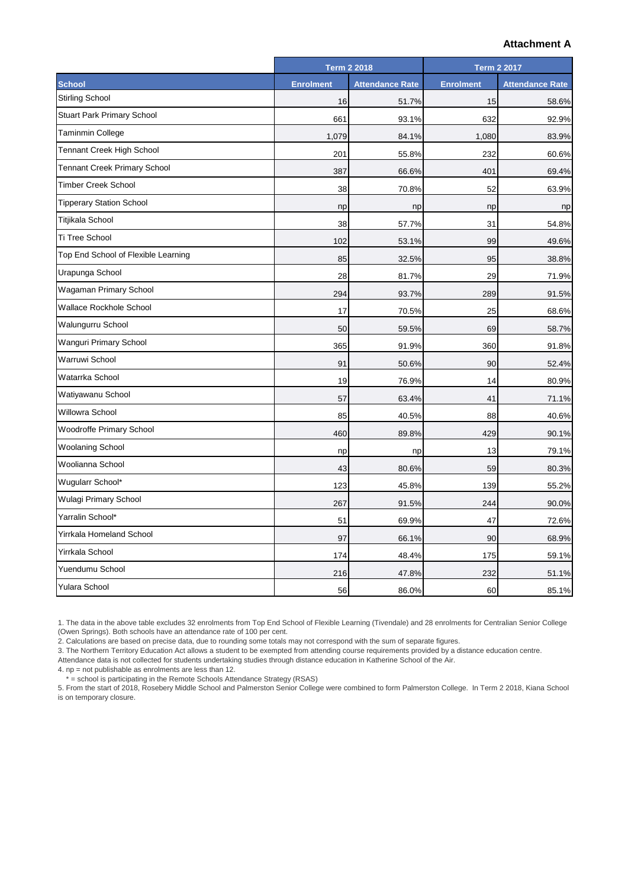**Attachment A**

| | Term 2 2018 | | Term 2 2017 | |
|---|---|---|---|---|
| **School** | **Enrolment** | **Attendance Rate** | **Enrolment** | **Attendance Rate** |
| Stirling School | 16 | 51.7% | 15 | 58.6% |
| Stuart Park Primary School | 661 | 93.1% | 632 | 92.9% |
| Taminmin College | 1,079 | 84.1% | 1,080 | 83.9% |
| Tennant Creek High School | 201 | 55.8% | 232 | 60.6% |
| Tennant Creek Primary School | 387 | 66.6% | 401 | 69.4% |
| Timber Creek School | 38 | 70.8% | 52 | 63.9% |
| Tipperary Station School | np | np | np | np |
| Titjikala School | 38 | 57.7% | 31 | 54.8% |
| Ti Tree School | 102 | 53.1% | 99 | 49.6% |
| Top End School of Flexible Learning | 85 | 32.5% | 95 | 38.8% |
| Urapunga School | 28 | 81.7% | 29 | 71.9% |
| Wagaman Primary School | 294 | 93.7% | 289 | 91.5% |
| Wallace Rockhole School | 17 | 70.5% | 25 | 68.6% |
| Walungurru School | 50 | 59.5% | 69 | 58.7% |
| Wanguri Primary School | 365 | 91.9% | 360 | 91.8% |
| Warruwi School | 91 | 50.6% | 90 | 52.4% |
| Watarrka School | 19 | 76.9% | 14 | 80.9% |
| Watiyawanu School | 57 | 63.4% | 41 | 71.1% |
| Willowra School | 85 | 40.5% | 88 | 40.6% |
| Woodroffe Primary School | 460 | 89.8% | 429 | 90.1% |
| Woolaning School | np | np | 13 | 79.1% |
| Woolianna School | 43 | 80.6% | 59 | 80.3% |
| Wugularr School* | 123 | 45.8% | 139 | 55.2% |
| Wulagi Primary School | 267 | 91.5% | 244 | 90.0% |
| Yarralin School* | 51 | 69.9% | 47 | 72.6% |
| Yirrkala Homeland School | 97 | 66.1% | 90 | 68.9% |
| Yirrkala School | 174 | 48.4% | 175 | 59.1% |
| Yuendumu School | 216 | 47.8% | 232 | 51.1% |
| Yulara School | 56 | 86.0% | 60 | 85.1% |

1. The data in the above table excludes 32 enrolments from Top End School of Flexible Learning (Tivendale) and 28 enrolments for Centralian Senior College (Owen Springs). Both schools have an attendance rate of 100 per cent.

2. Calculations are based on precise data, due to rounding some totals may not correspond with the sum of separate figures.

3. The Northern Territory Education Act allows a student to be exempted from attending course requirements provided by a distance education centre. Attendance data is not collected for students undertaking studies through distance education in Katherine School of the Air.

4. np = not publishable as enrolments are less than 12.

\* = school is participating in the Remote Schools Attendance Strategy (RSAS)

5. From the start of 2018, Rosebery Middle School and Palmerston Senior College were combined to form Palmerston College. In Term 2 2018, Kiana School is on temporary closure.